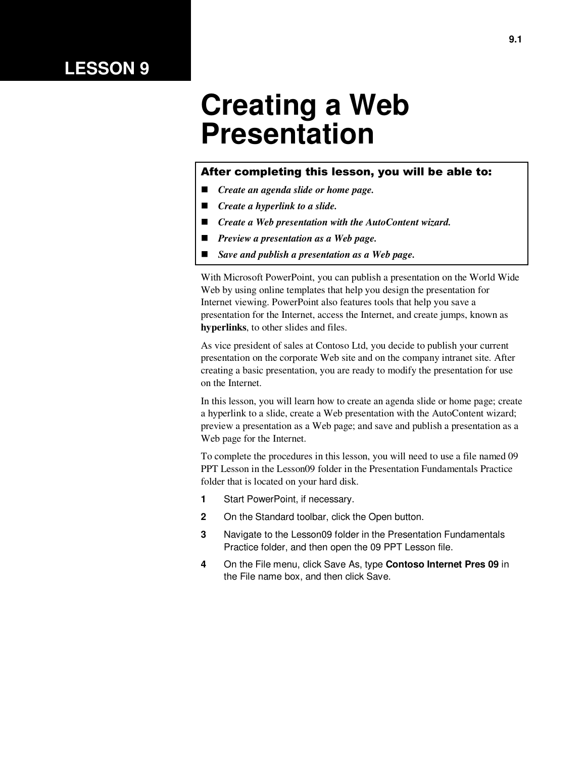LESSON 9

# Creating a Web Presentation

**After completing this lesson, you will be able to:**

- ***Create an agenda slide or home page.***
- ***Create a hyperlink to a slide.***
- ***Create a Web presentation with the AutoContent wizard.***
- ***Preview a presentation as a Web page.***
- ***Save and publish a presentation as a Web page.***

With Microsoft PowerPoint, you can publish a presentation on the World Wide Web by using online templates that help you design the presentation for Internet viewing. PowerPoint also features tools that help you save a presentation for the Internet, access the Internet, and create jumps, known as **hyperlinks**, to other slides and files.

As vice president of sales at Contoso Ltd, you decide to publish your current presentation on the corporate Web site and on the company intranet site. After creating a basic presentation, you are ready to modify the presentation for use on the Internet.

In this lesson, you will learn how to create an agenda slide or home page; create a hyperlink to a slide, create a Web presentation with the AutoContent wizard; preview a presentation as a Web page; and save and publish a presentation as a Web page for the Internet.

To complete the procedures in this lesson, you will need to use a file named 09 PPT Lesson in the Lesson09 folder in the Presentation Fundamentals Practice folder that is located on your hard disk.

1. Start PowerPoint, if necessary.
2. On the Standard toolbar, click the Open button.
3. Navigate to the Lesson09 folder in the Presentation Fundamentals Practice folder, and then open the 09 PPT Lesson file.
4. On the File menu, click Save As, type **Contoso Internet Pres 09** in the File name box, and then click Save.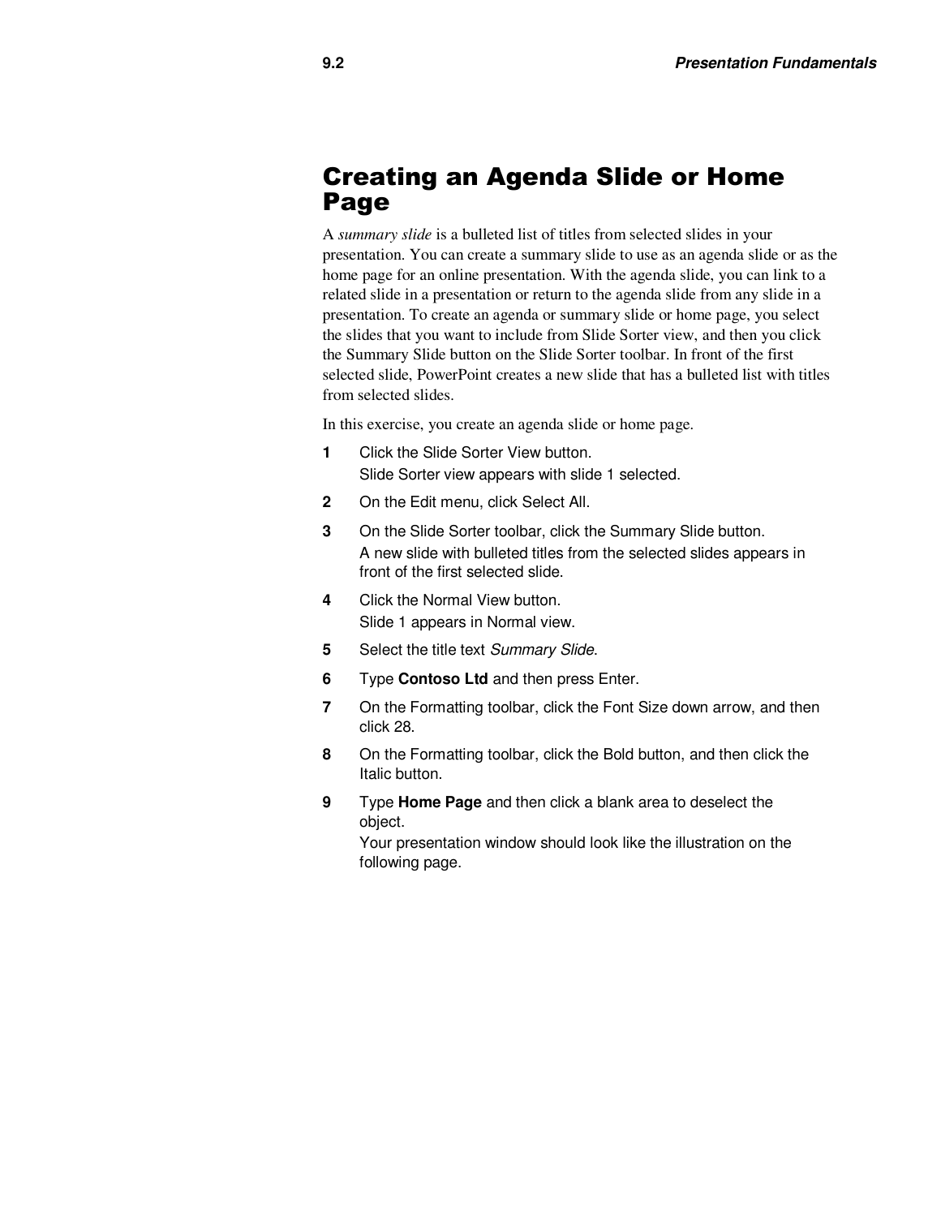# Creating an Agenda Slide or Home Page

A *summary slide* is a bulleted list of titles from selected slides in your presentation. You can create a summary slide to use as an agenda slide or as the home page for an online presentation. With the agenda slide, you can link to a related slide in a presentation or return to the agenda slide from any slide in a presentation. To create an agenda or summary slide or home page, you select the slides that you want to include from Slide Sorter view, and then you click the Summary Slide button on the Slide Sorter toolbar. In front of the first selected slide, PowerPoint creates a new slide that has a bulleted list with titles from selected slides.

In this exercise, you create an agenda slide or home page.

1. Click the Slide Sorter View button.
   Slide Sorter view appears with slide 1 selected.
2. On the Edit menu, click Select All.
3. On the Slide Sorter toolbar, click the Summary Slide button.
   A new slide with bulleted titles from the selected slides appears in front of the first selected slide.
4. Click the Normal View button.
   Slide 1 appears in Normal view.
5. Select the title text *Summary Slide*.
6. Type **Contoso Ltd** and then press Enter.
7. On the Formatting toolbar, click the Font Size down arrow, and then click 28.
8. On the Formatting toolbar, click the Bold button, and then click the Italic button.
9. Type **Home Page** and then click a blank area to deselect the object.
   Your presentation window should look like the illustration on the following page.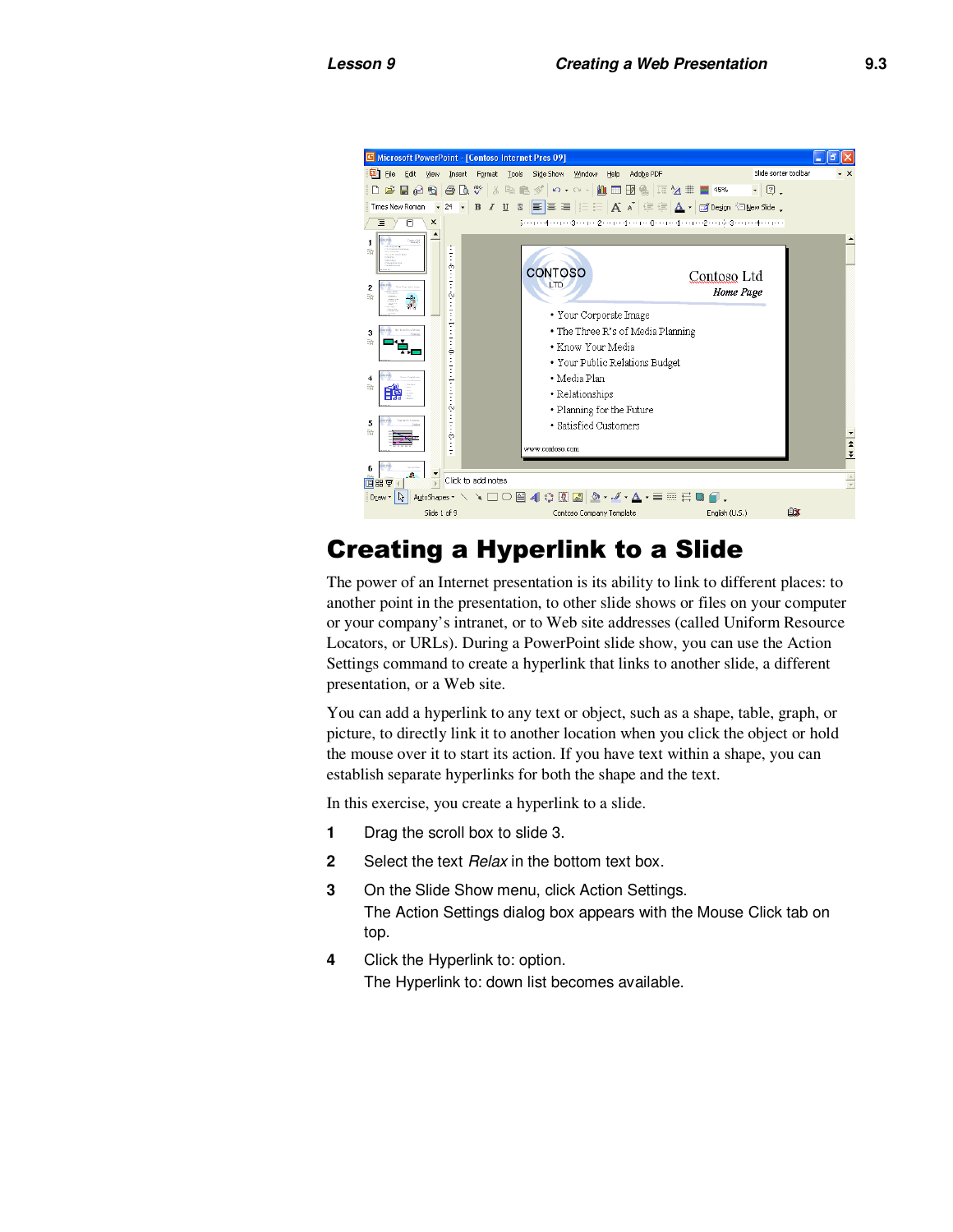## Creating a Hyperlink to a Slide

The power of an Internet presentation is its ability to link to different places: to another point in the presentation, to other slide shows or files on your computer or your company's intranet, or to Web site addresses (called Uniform Resource Locators, or URLs). During a PowerPoint slide show, you can use the Action Settings command to create a hyperlink that links to another slide, a different presentation, or a Web site.

You can add a hyperlink to any text or object, such as a shape, table, graph, or picture, to directly link it to another location when you click the object or hold the mouse over it to start its action. If you have text within a shape, you can establish separate hyperlinks for both the shape and the text.

In this exercise, you create a hyperlink to a slide.

1. Drag the scroll box to slide 3.
2. Select the text *Relax* in the bottom text box.
3. On the Slide Show menu, click Action Settings.
   The Action Settings dialog box appears with the Mouse Click tab on top.
4. Click the Hyperlink to: option.
   The Hyperlink to: down list becomes available.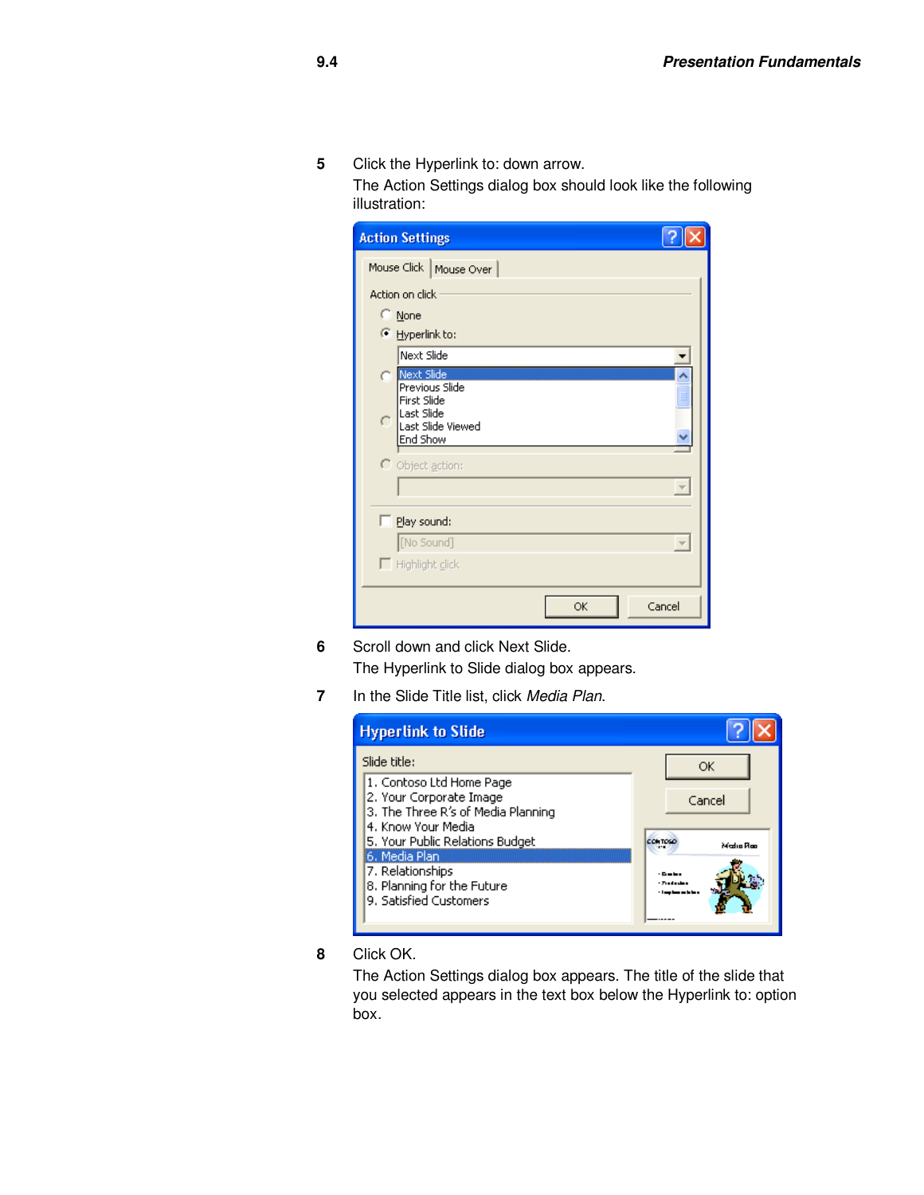5 Click the Hyperlink to: down arrow.

   The Action Settings dialog box should look like the following illustration:

6 Scroll down and click Next Slide.

   The Hyperlink to Slide dialog box appears.

7 In the Slide Title list, click *Media Plan*.

8 Click OK.

   The Action Settings dialog box appears. The title of the slide that you selected appears in the text box below the Hyperlink to: option box.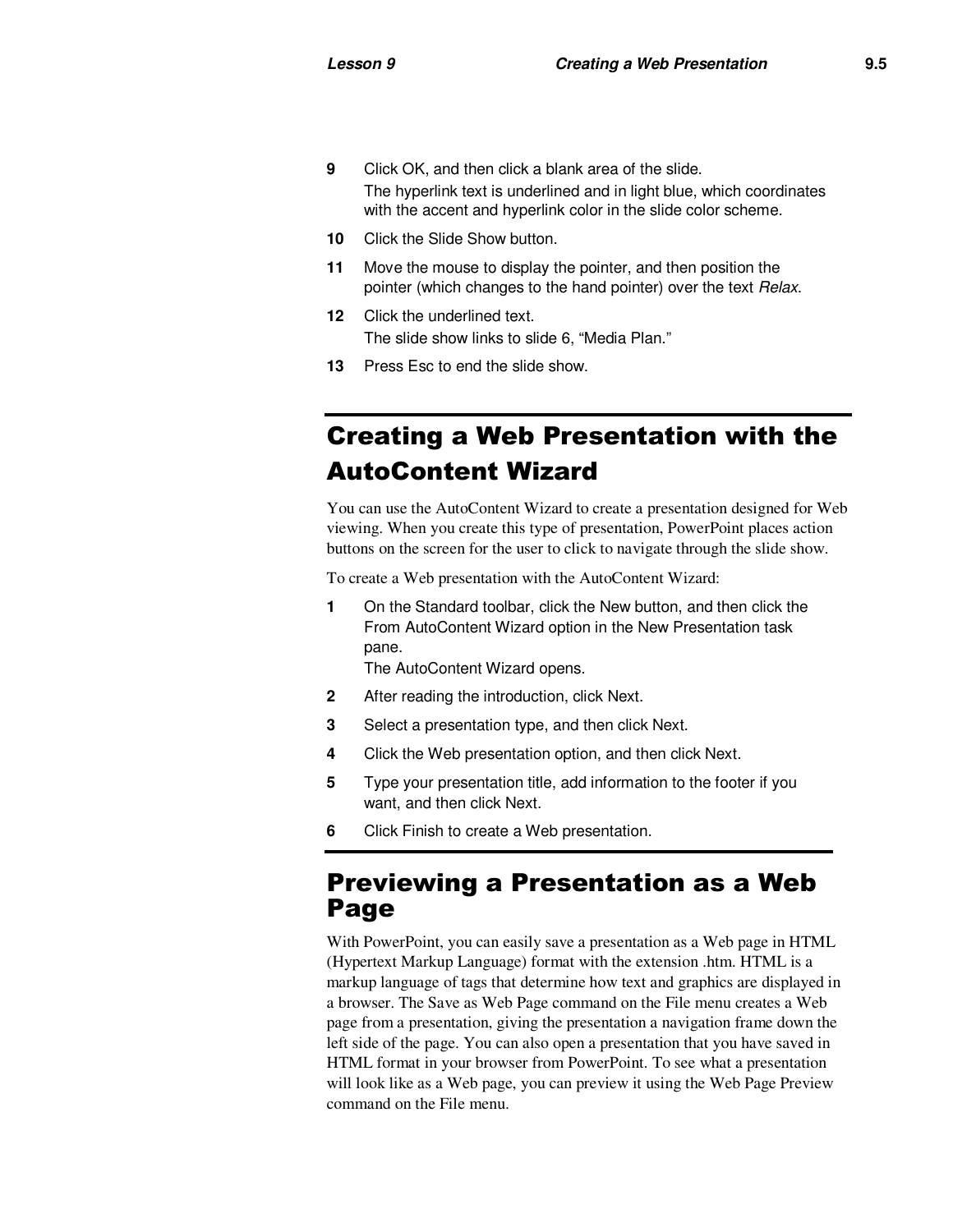9. Click OK, and then click a blank area of the slide.
   The hyperlink text is underlined and in light blue, which coordinates with the accent and hyperlink color in the slide color scheme.
10. Click the Slide Show button.
11. Move the mouse to display the pointer, and then position the pointer (which changes to the hand pointer) over the text *Relax*.
12. Click the underlined text.
    The slide show links to slide 6, “Media Plan.”
13. Press Esc to end the slide show.

## Creating a Web Presentation with the AutoContent Wizard

You can use the AutoContent Wizard to create a presentation designed for Web viewing. When you create this type of presentation, PowerPoint places action buttons on the screen for the user to click to navigate through the slide show.

To create a Web presentation with the AutoContent Wizard:

1. On the Standard toolbar, click the New button, and then click the From AutoContent Wizard option in the New Presentation task pane.
   The AutoContent Wizard opens.
2. After reading the introduction, click Next.
3. Select a presentation type, and then click Next.
4. Click the Web presentation option, and then click Next.
5. Type your presentation title, add information to the footer if you want, and then click Next.
6. Click Finish to create a Web presentation.

## Previewing a Presentation as a Web Page

With PowerPoint, you can easily save a presentation as a Web page in HTML (Hypertext Markup Language) format with the extension .htm. HTML is a markup language of tags that determine how text and graphics are displayed in a browser. The Save as Web Page command on the File menu creates a Web page from a presentation, giving the presentation a navigation frame down the left side of the page. You can also open a presentation that you have saved in HTML format in your browser from PowerPoint. To see what a presentation will look like as a Web page, you can preview it using the Web Page Preview command on the File menu.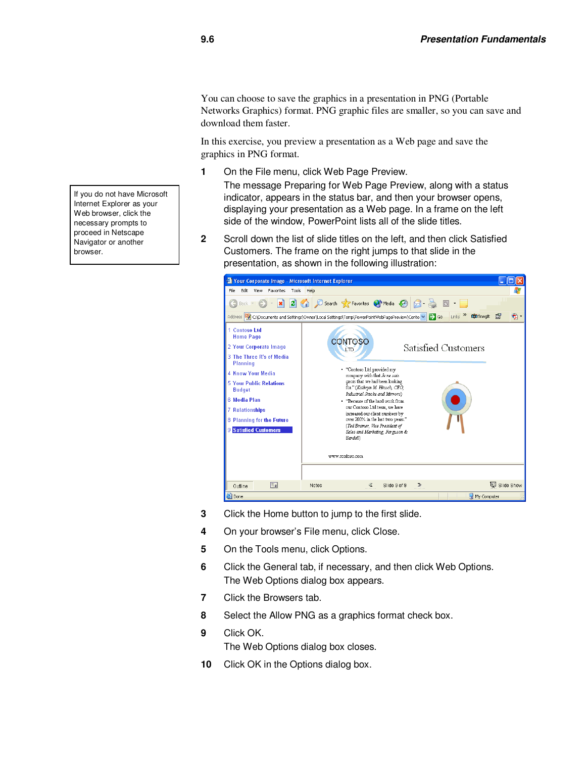You can choose to save the graphics in a presentation in PNG (Portable Networks Graphics) format. PNG graphic files are smaller, so you can save and download them faster.

In this exercise, you preview a presentation as a Web page and save the graphics in PNG format.

> If you do not have Microsoft Internet Explorer as your Web browser, click the necessary prompts to proceed in Netscape Navigator or another browser.

1. On the File menu, click Web Page Preview.
   The message Preparing for Web Page Preview, along with a status indicator, appears in the status bar, and then your browser opens, displaying your presentation as a Web page. In a frame on the left side of the window, PowerPoint lists all of the slide titles.
2. Scroll down the list of slide titles on the left, and then click Satisfied Customers. The frame on the right jumps to that slide in the presentation, as shown in the following illustration:
3. Click the Home button to jump to the first slide.
4. On your browser's File menu, click Close.
5. On the Tools menu, click Options.
6. Click the General tab, if necessary, and then click Web Options.
   The Web Options dialog box appears.
7. Click the Browsers tab.
8. Select the Allow PNG as a graphics format check box.
9. Click OK.
   The Web Options dialog box closes.
10. Click OK in the Options dialog box.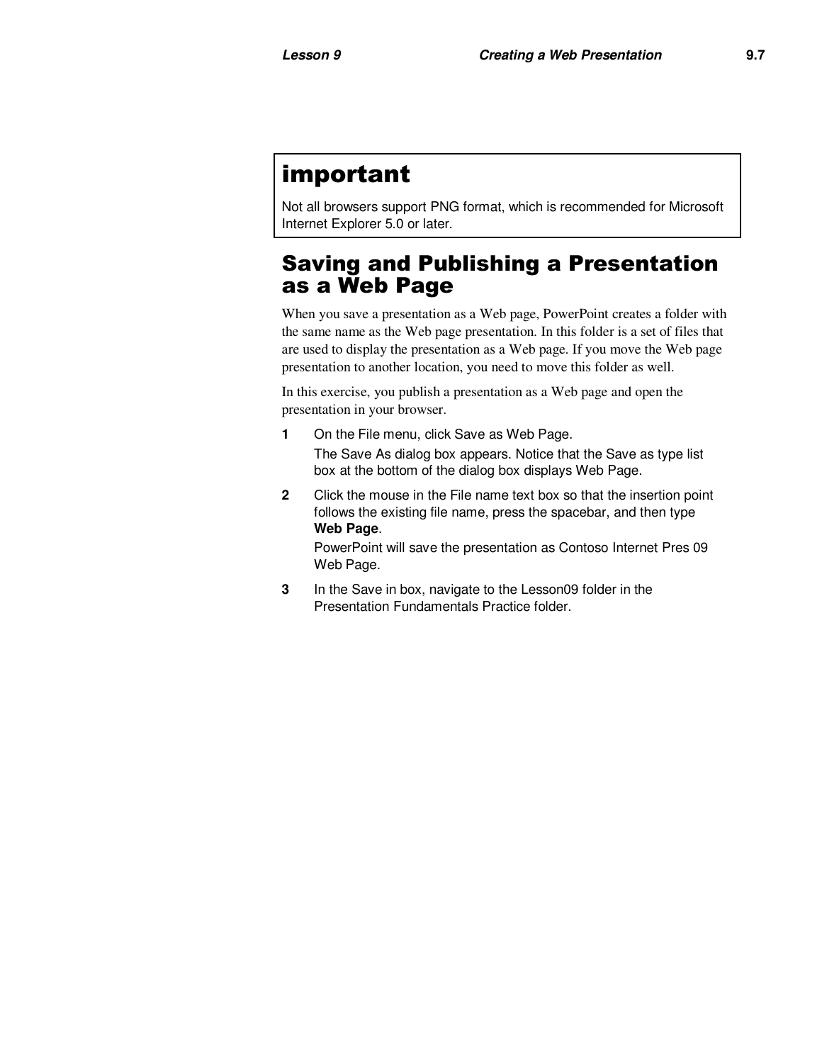**important**

Not all browsers support PNG format, which is recommended for Microsoft Internet Explorer 5.0 or later.

## Saving and Publishing a Presentation as a Web Page

When you save a presentation as a Web page, PowerPoint creates a folder with the same name as the Web page presentation. In this folder is a set of files that are used to display the presentation as a Web page. If you move the Web page presentation to another location, you need to move this folder as well.

In this exercise, you publish a presentation as a Web page and open the presentation in your browser.

**1** On the File menu, click Save as Web Page.

The Save As dialog box appears. Notice that the Save as type list box at the bottom of the dialog box displays Web Page.

**2** Click the mouse in the File name text box so that the insertion point follows the existing file name, press the spacebar, and then type **Web Page**.

PowerPoint will save the presentation as Contoso Internet Pres 09 Web Page.

**3** In the Save in box, navigate to the Lesson09 folder in the Presentation Fundamentals Practice folder.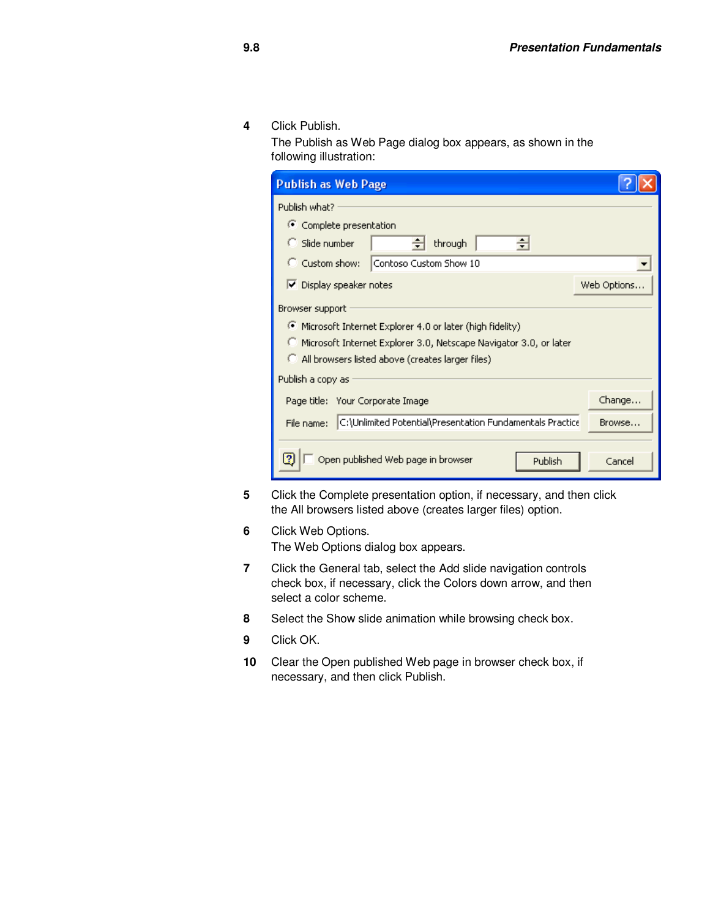4. Click Publish.
   The Publish as Web Page dialog box appears, as shown in the following illustration:

5. Click the Complete presentation option, if necessary, and then click the All browsers listed above (creates larger files) option.
6. Click Web Options.
   The Web Options dialog box appears.
7. Click the General tab, select the Add slide navigation controls check box, if necessary, click the Colors down arrow, and then select a color scheme.
8. Select the Show slide animation while browsing check box.
9. Click OK.
10. Clear the Open published Web page in browser check box, if necessary, and then click Publish.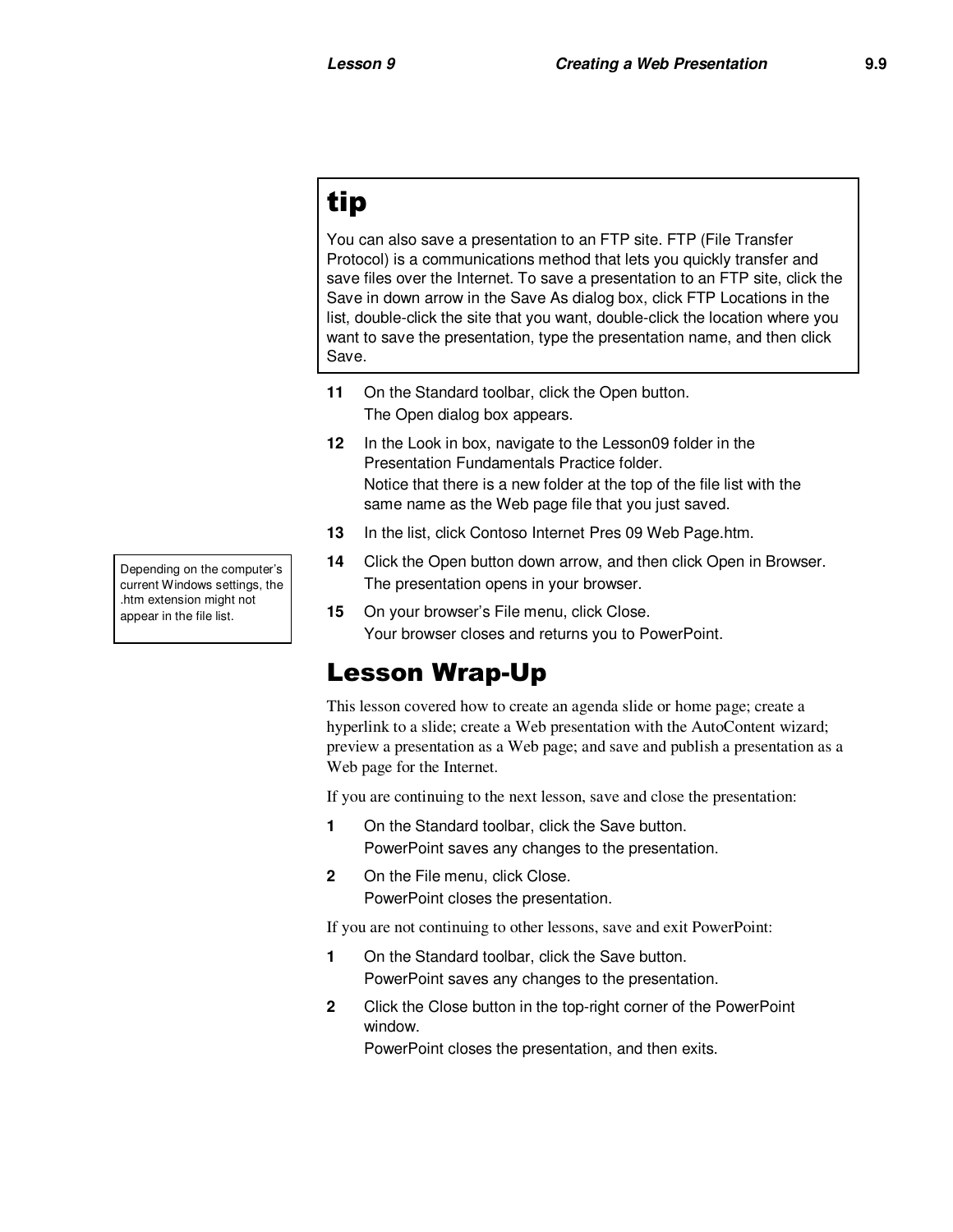> **tip**
>
> You can also save a presentation to an FTP site. FTP (File Transfer Protocol) is a communications method that lets you quickly transfer and save files over the Internet. To save a presentation to an FTP site, click the Save in down arrow in the Save As dialog box, click FTP Locations in the list, double-click the site that you want, double-click the location where you want to save the presentation, type the presentation name, and then click Save.

**11** On the Standard toolbar, click the Open button.
The Open dialog box appears.

**12** In the Look in box, navigate to the Lesson09 folder in the Presentation Fundamentals Practice folder.
Notice that there is a new folder at the top of the file list with the same name as the Web page file that you just saved.

**13** In the list, click Contoso Internet Pres 09 Web Page.htm.

> Depending on the computer's current Windows settings, the .htm extension might not appear in the file list.

**14** Click the Open button down arrow, and then click Open in Browser.
The presentation opens in your browser.

**15** On your browser's File menu, click Close.
Your browser closes and returns you to PowerPoint.

## Lesson Wrap-Up

This lesson covered how to create an agenda slide or home page; create a hyperlink to a slide; create a Web presentation with the AutoContent wizard; preview a presentation as a Web page; and save and publish a presentation as a Web page for the Internet.

If you are continuing to the next lesson, save and close the presentation:

**1** On the Standard toolbar, click the Save button.
PowerPoint saves any changes to the presentation.

**2** On the File menu, click Close.
PowerPoint closes the presentation.

If you are not continuing to other lessons, save and exit PowerPoint:

**1** On the Standard toolbar, click the Save button.
PowerPoint saves any changes to the presentation.

**2** Click the Close button in the top-right corner of the PowerPoint window.
PowerPoint closes the presentation, and then exits.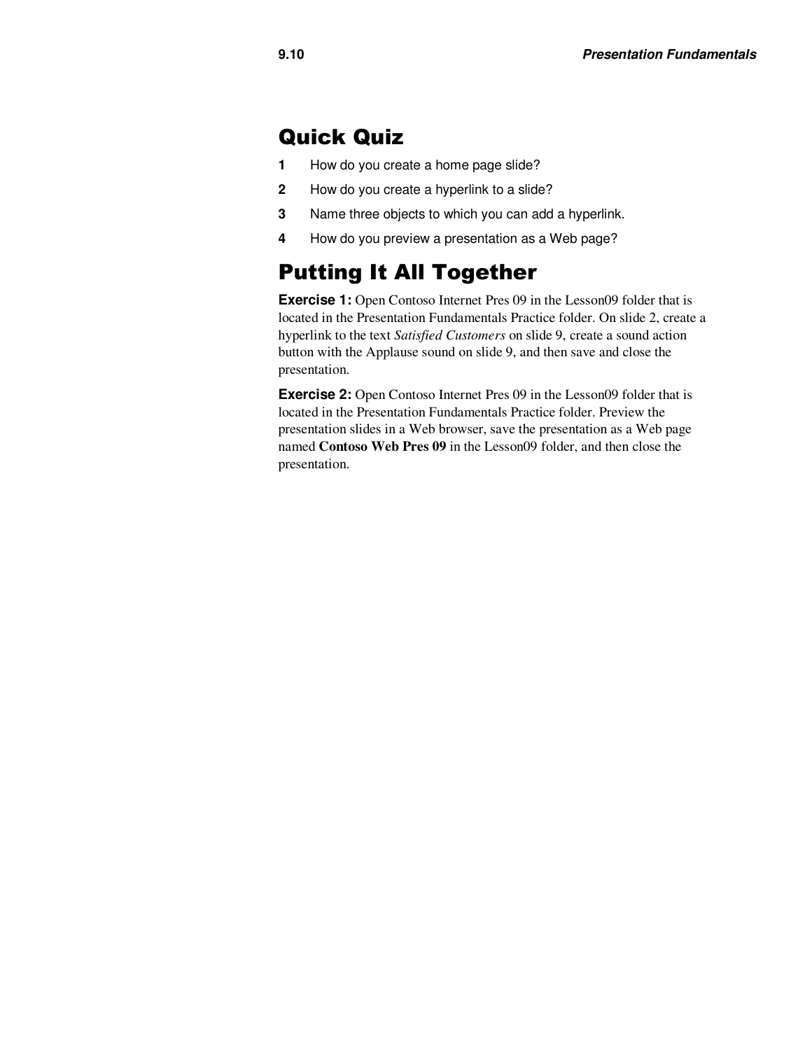## Quick Quiz

1 How do you create a home page slide?

2 How do you create a hyperlink to a slide?

3 Name three objects to which you can add a hyperlink.

4 How do you preview a presentation as a Web page?

## Putting It All Together

**Exercise 1:** Open Contoso Internet Pres 09 in the Lesson09 folder that is located in the Presentation Fundamentals Practice folder. On slide 2, create a hyperlink to the text *Satisfied Customers* on slide 9, create a sound action button with the Applause sound on slide 9, and then save and close the presentation.

**Exercise 2:** Open Contoso Internet Pres 09 in the Lesson09 folder that is located in the Presentation Fundamentals Practice folder. Preview the presentation slides in a Web browser, save the presentation as a Web page named **Contoso Web Pres 09** in the Lesson09 folder, and then close the presentation.